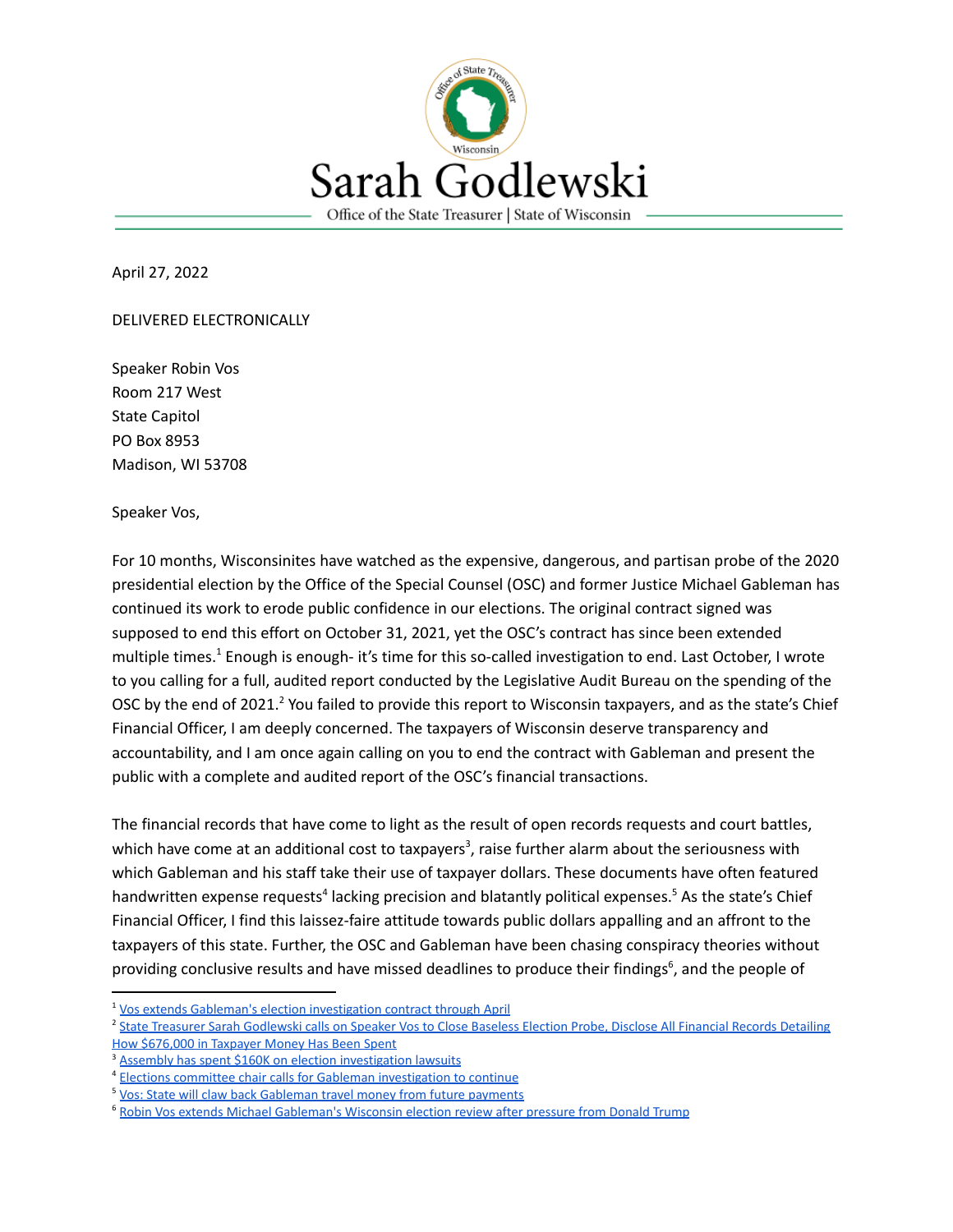# Sarah Godlewski

Office of the State Treasurer | State of Wisconsin

April 27, 2022

DELIVERED ELECTRONICALLY

Speaker Robin Vos
Room 217 West
State Capitol
PO Box 8953
Madison, WI 53708

Speaker Vos,

For 10 months, Wisconsinites have watched as the expensive, dangerous, and partisan probe of the 2020 presidential election by the Office of the Special Counsel (OSC) and former Justice Michael Gableman has continued its work to erode public confidence in our elections. The original contract signed was supposed to end this effort on October 31, 2021, yet the OSC's contract has since been extended multiple times.[1] Enough is enough- it's time for this so-called investigation to end. Last October, I wrote to you calling for a full, audited report conducted by the Legislative Audit Bureau on the spending of the OSC by the end of 2021.[2] You failed to provide this report to Wisconsin taxpayers, and as the state's Chief Financial Officer, I am deeply concerned. The taxpayers of Wisconsin deserve transparency and accountability, and I am once again calling on you to end the contract with Gableman and present the public with a complete and audited report of the OSC's financial transactions.

The financial records that have come to light as the result of open records requests and court battles, which have come at an additional cost to taxpayers[3], raise further alarm about the seriousness with which Gableman and his staff take their use of taxpayer dollars. These documents have often featured handwritten expense requests[4] lacking precision and blatantly political expenses.[5] As the state's Chief Financial Officer, I find this laissez-faire attitude towards public dollars appalling and an affront to the taxpayers of this state. Further, the OSC and Gableman have been chasing conspiracy theories without providing conclusive results and have missed deadlines to produce their findings[6], and the people of

---

[1] Vos extends Gableman's election investigation contract through April

[2] State Treasurer Sarah Godlewski calls on Speaker Vos to Close Baseless Election Probe, Disclose All Financial Records Detailing How $676,000 in Taxpayer Money Has Been Spent

[3] Assembly has spent $160K on election investigation lawsuits

[4] Elections committee chair calls for Gableman investigation to continue

[5] Vos: State will claw back Gableman travel money from future payments

[6] Robin Vos extends Michael Gableman's Wisconsin election review after pressure from Donald Trump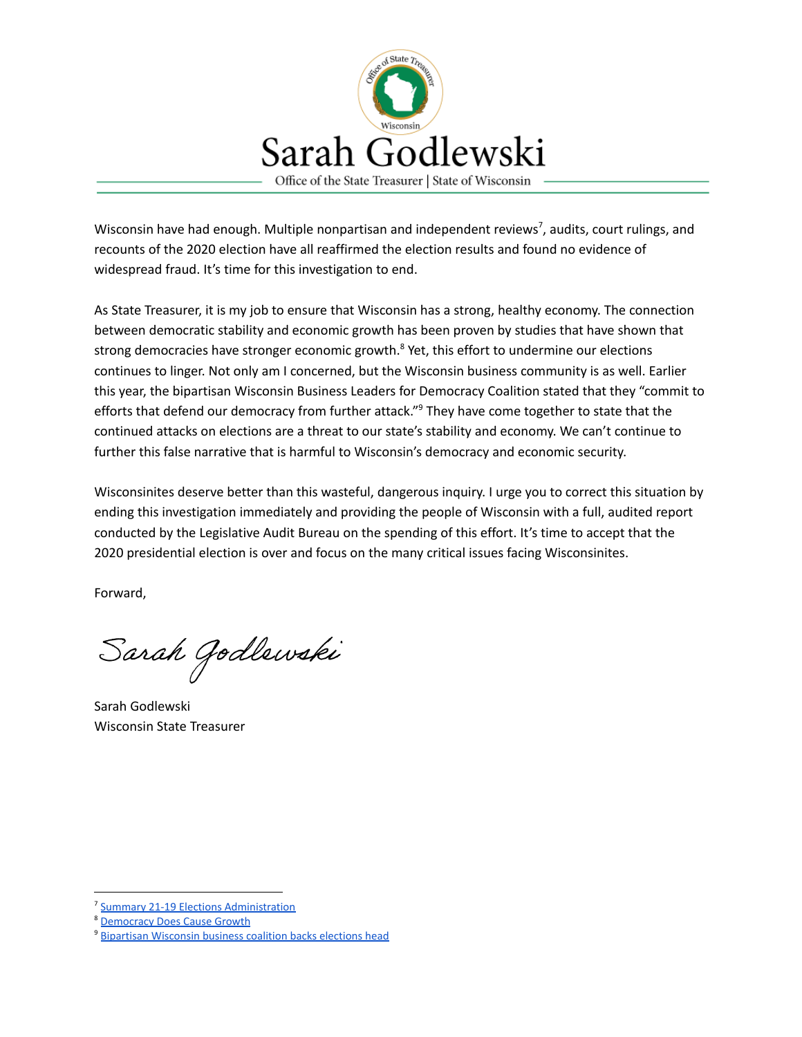Wisconsin have had enough. Multiple nonpartisan and independent reviews[7], audits, court rulings, and recounts of the 2020 election have all reaffirmed the election results and found no evidence of widespread fraud. It's time for this investigation to end.

As State Treasurer, it is my job to ensure that Wisconsin has a strong, healthy economy. The connection between democratic stability and economic growth has been proven by studies that have shown that strong democracies have stronger economic growth.[8] Yet, this effort to undermine our elections continues to linger. Not only am I concerned, but the Wisconsin business community is as well. Earlier this year, the bipartisan Wisconsin Business Leaders for Democracy Coalition stated that they "commit to efforts that defend our democracy from further attack."[9] They have come together to state that the continued attacks on elections are a threat to our state's stability and economy. We can't continue to further this false narrative that is harmful to Wisconsin's democracy and economic security.

Wisconsinites deserve better than this wasteful, dangerous inquiry. I urge you to correct this situation by ending this investigation immediately and providing the people of Wisconsin with a full, audited report conducted by the Legislative Audit Bureau on the spending of this effort. It's time to accept that the 2020 presidential election is over and focus on the many critical issues facing Wisconsinites.

Forward,

Sarah Godlewski

Sarah Godlewski
Wisconsin State Treasurer

---

[7] Summary 21-19 Elections Administration
[8] Democracy Does Cause Growth
[9] Bipartisan Wisconsin business coalition backs elections head